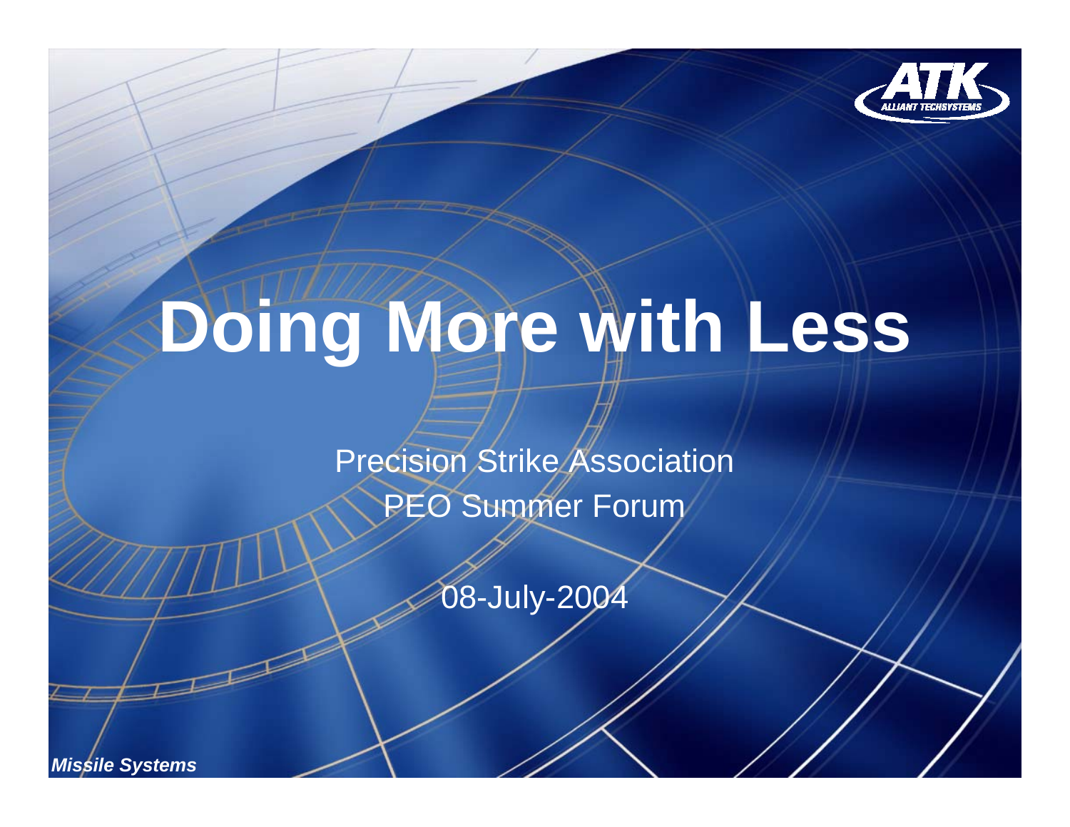# Doing More with Less

Precision Strike Association
PEO Summer Forum

08-July-2004

*Missile Systems*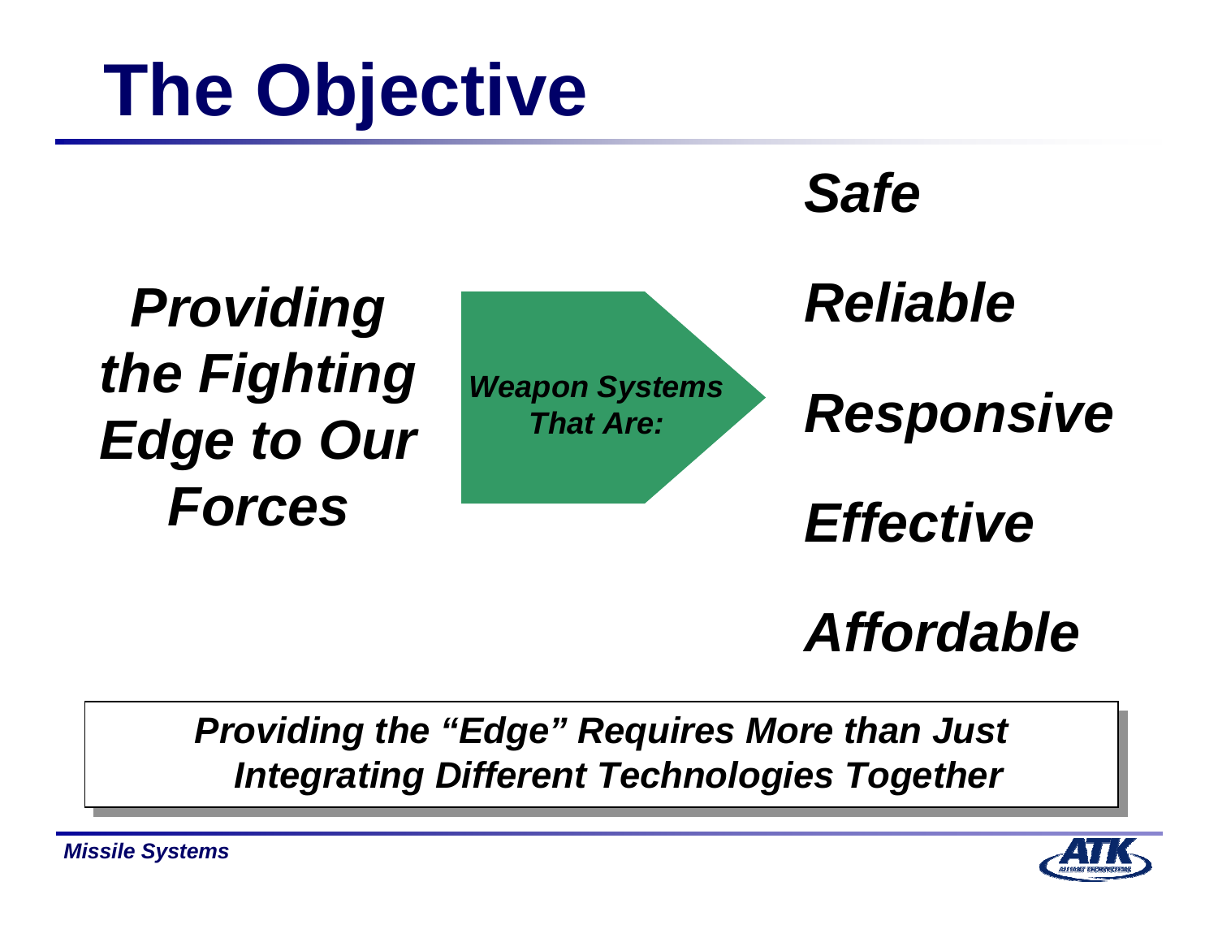# The Objective

*Providing the Fighting Edge to Our Forces*

*Weapon Systems That Are:*

- *Safe*
- *Reliable*
- *Responsive*
- *Effective*
- *Affordable*

***Providing the "Edge" Requires More than Just Integrating Different Technologies Together***

*Missile Systems*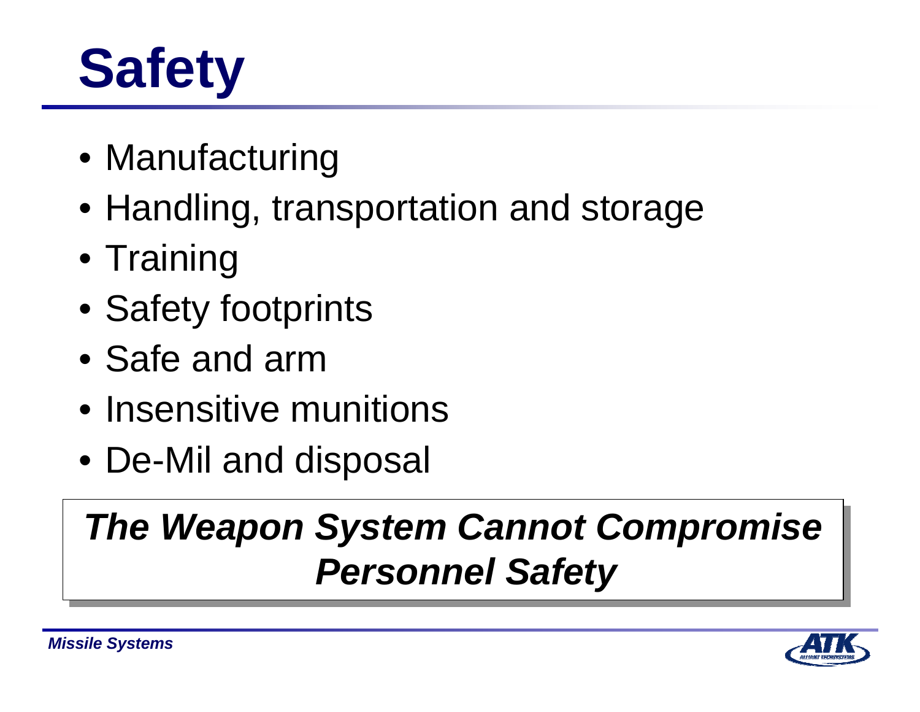# Safety

- Manufacturing
- Handling, transportation and storage
- Training
- Safety footprints
- Safe and arm
- Insensitive munitions
- De-Mil and disposal

***The Weapon System Cannot Compromise Personnel Safety***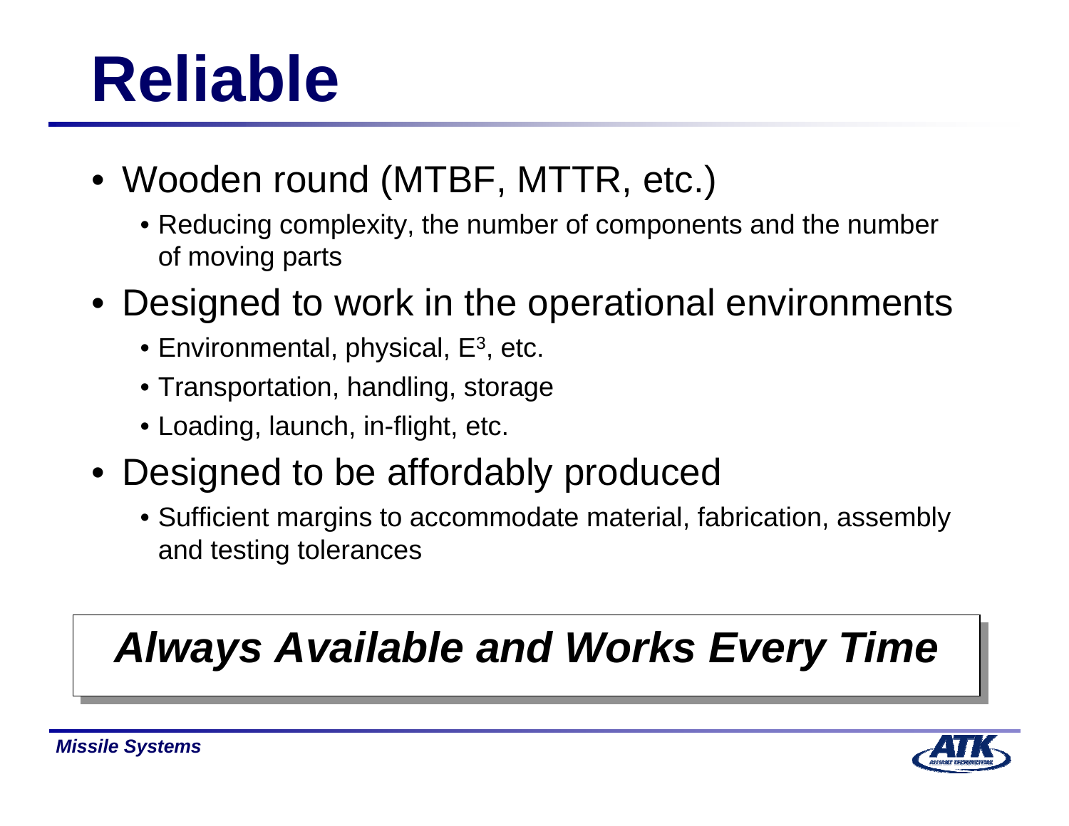# Reliable

- Wooden round (MTBF, MTTR, etc.)
  - Reducing complexity, the number of components and the number of moving parts
- Designed to work in the operational environments
  - Environmental, physical, $E^3$, etc.
  - Transportation, handling, storage
  - Loading, launch, in-flight, etc.
- Designed to be affordably produced
  - Sufficient margins to accommodate material, fabrication, assembly and testing tolerances

***Always Available and Works Every Time***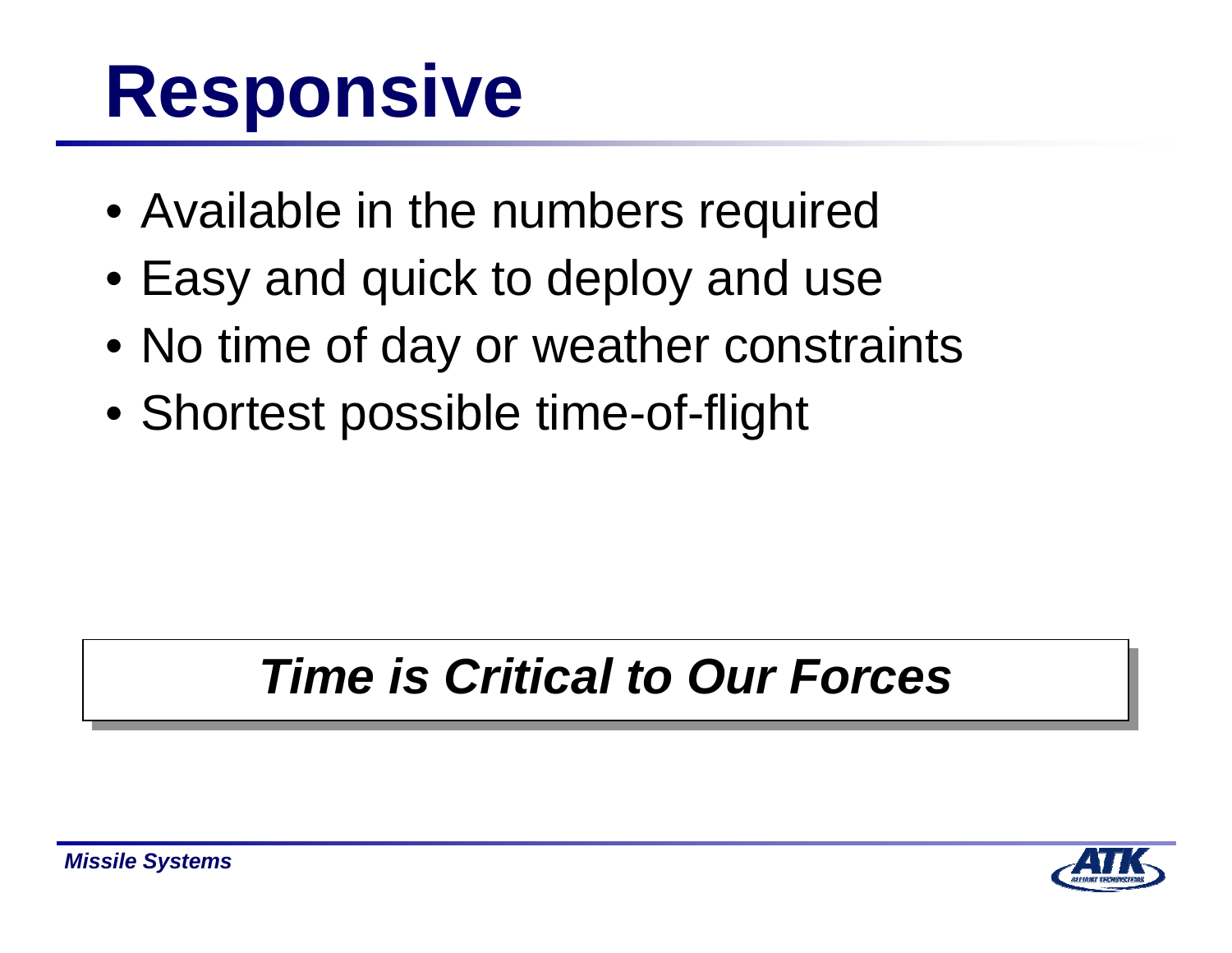# Responsive

- Available in the numbers required
- Easy and quick to deploy and use
- No time of day or weather constraints
- Shortest possible time-of-flight

***Time is Critical to Our Forces***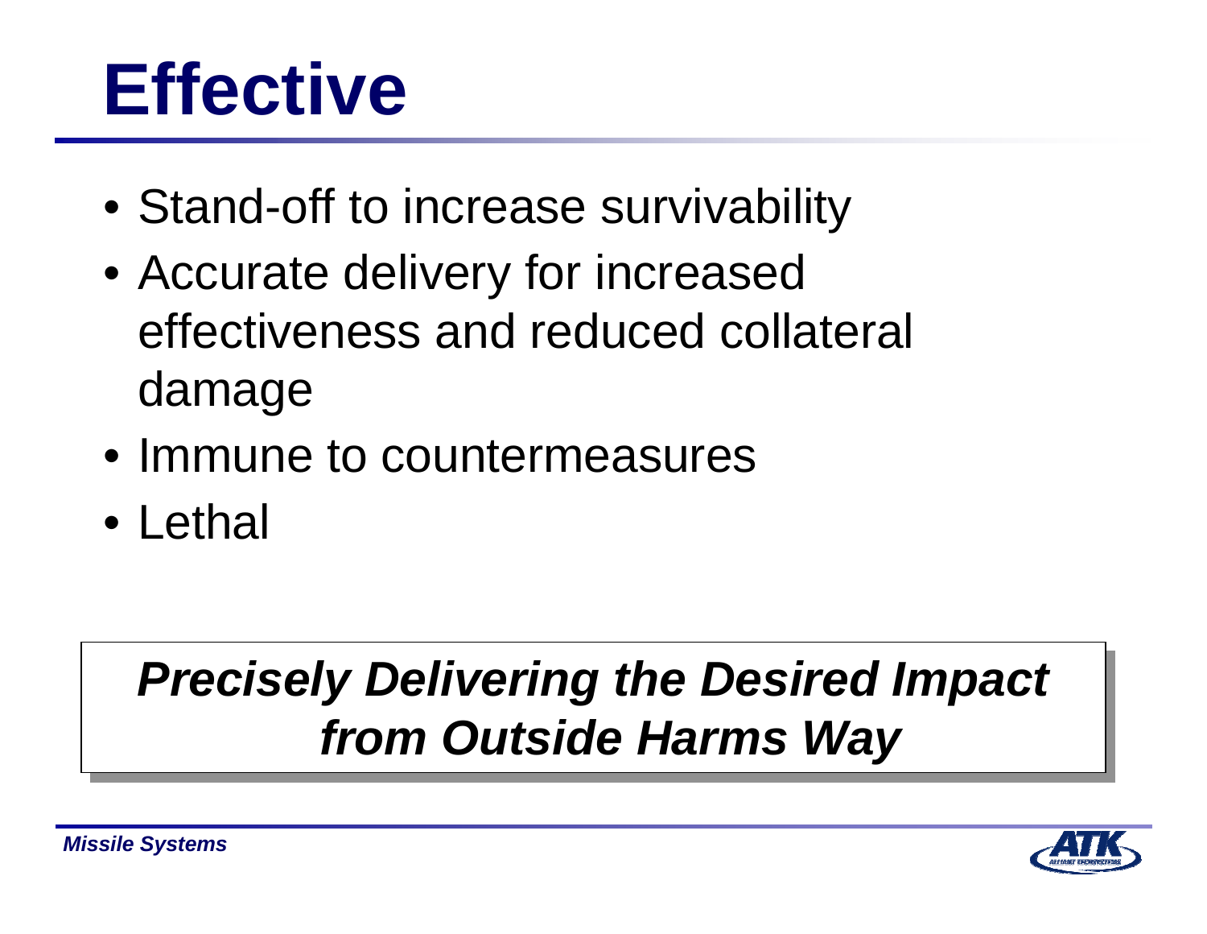# Effective

- Stand-off to increase survivability
- Accurate delivery for increased effectiveness and reduced collateral damage
- Immune to countermeasures
- Lethal

***Precisely Delivering the Desired Impact from Outside Harms Way***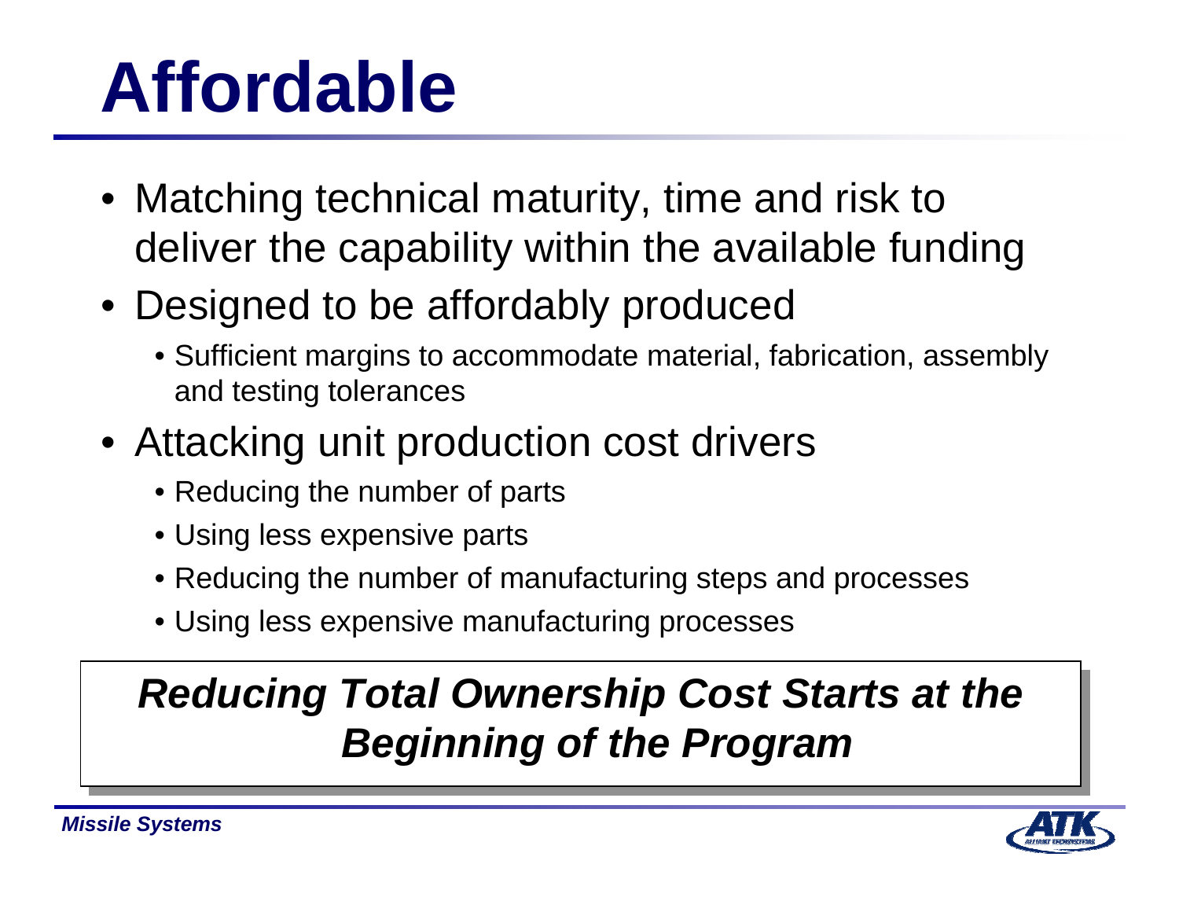# Affordable

- Matching technical maturity, time and risk to deliver the capability within the available funding
- Designed to be affordably produced
  - Sufficient margins to accommodate material, fabrication, assembly and testing tolerances
- Attacking unit production cost drivers
  - Reducing the number of parts
  - Using less expensive parts
  - Reducing the number of manufacturing steps and processes
  - Using less expensive manufacturing processes

***Reducing Total Ownership Cost Starts at the Beginning of the Program***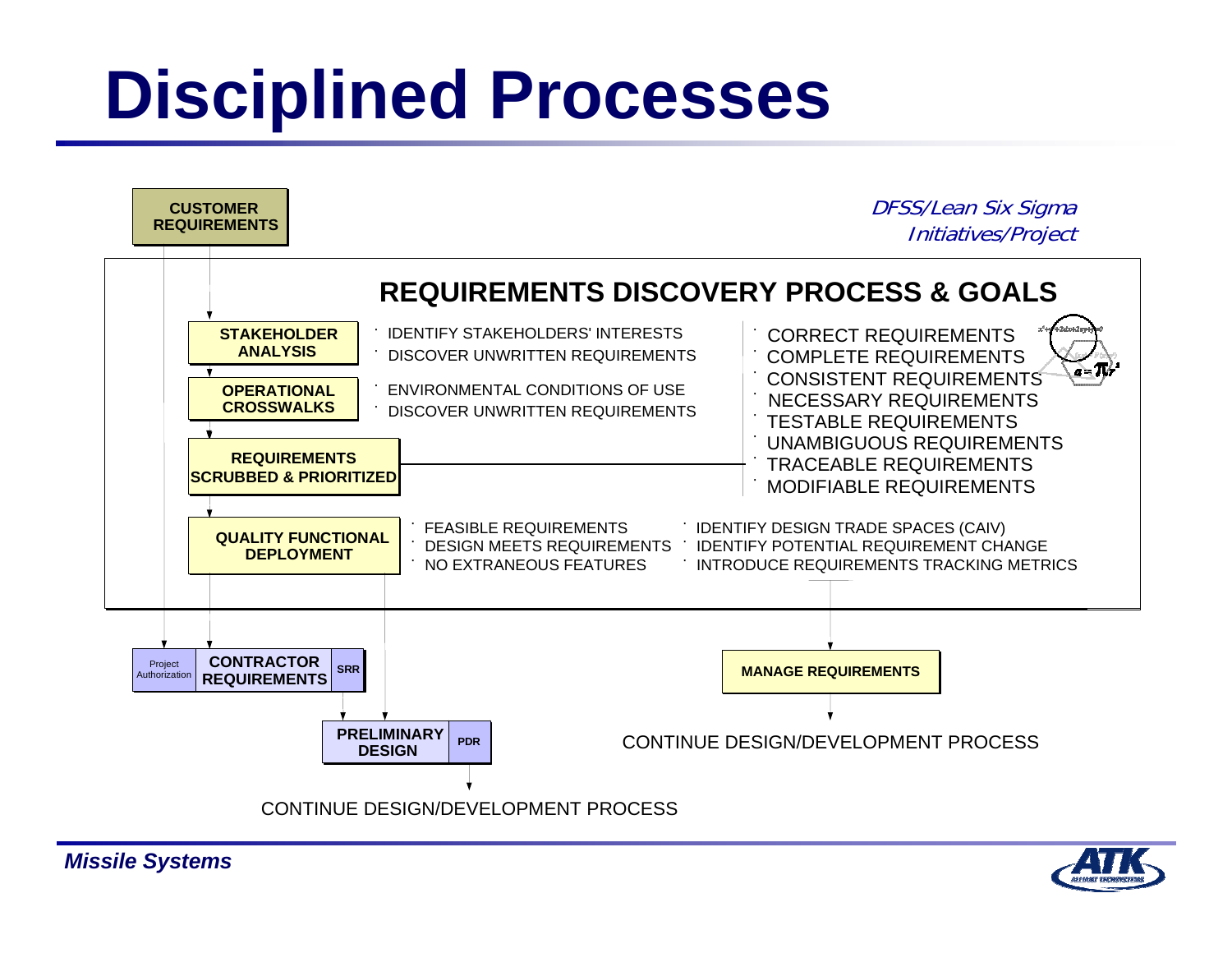# Disciplined Processes

*DFSS/Lean Six Sigma Initiatives/Project*

**CUSTOMER REQUIREMENTS**

## REQUIREMENTS DISCOVERY PROCESS & GOALS

**STAKEHOLDER ANALYSIS**
- IDENTIFY STAKEHOLDERS' INTERESTS
- DISCOVER UNWRITTEN REQUIREMENTS

**OPERATIONAL CROSSWALKS**
- ENVIRONMENTAL CONDITIONS OF USE
- DISCOVER UNWRITTEN REQUIREMENTS

**REQUIREMENTS SCRUBBED & PRIORITIZED**
- CORRECT REQUIREMENTS
- COMPLETE REQUIREMENTS
- CONSISTENT REQUIREMENTS
- NECESSARY REQUIREMENTS
- TESTABLE REQUIREMENTS
- UNAMBIGUOUS REQUIREMENTS
- TRACEABLE REQUIREMENTS
- MODIFIABLE REQUIREMENTS

**QUALITY FUNCTIONAL DEPLOYMENT**
- FEASIBLE REQUIREMENTS
- DESIGN MEETS REQUIREMENTS
- NO EXTRANEOUS FEATURES
- IDENTIFY DESIGN TRADE SPACES (CAIV)
- IDENTIFY POTENTIAL REQUIREMENT CHANGE
- INTRODUCE REQUIREMENTS TRACKING METRICS

Project Authorization | **CONTRACTOR REQUIREMENTS** | **SRR**

**PRELIMINARY DESIGN** | **PDR**

CONTINUE DESIGN/DEVELOPMENT PROCESS

**MANAGE REQUIREMENTS**

CONTINUE DESIGN/DEVELOPMENT PROCESS

*Missile Systems*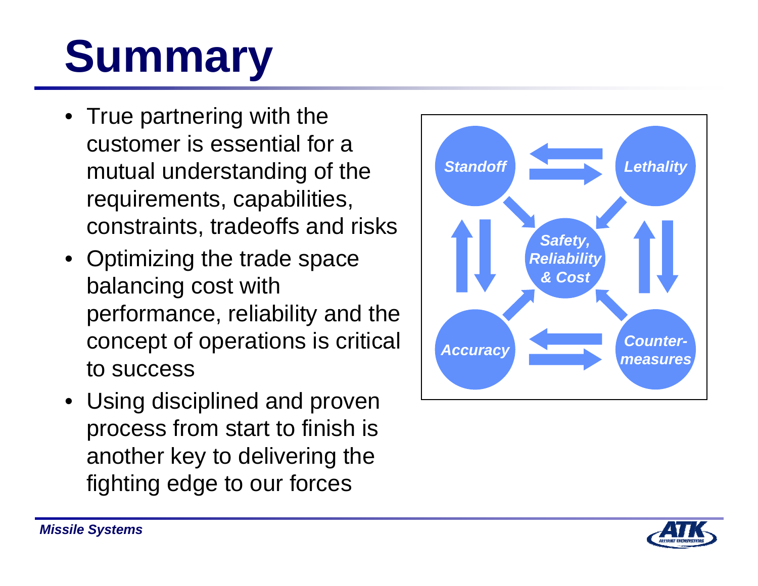# Summary

- True partnering with the customer is essential for a mutual understanding of the requirements, capabilities, constraints, tradeoffs and risks
- Optimizing the trade space balancing cost with performance, reliability and the concept of operations is critical to success
- Using disciplined and proven process from start to finish is another key to delivering the fighting edge to our forces

*Standoff*

*Lethality*

*Safety, Reliability & Cost*

*Accuracy*

*Counter-measures*